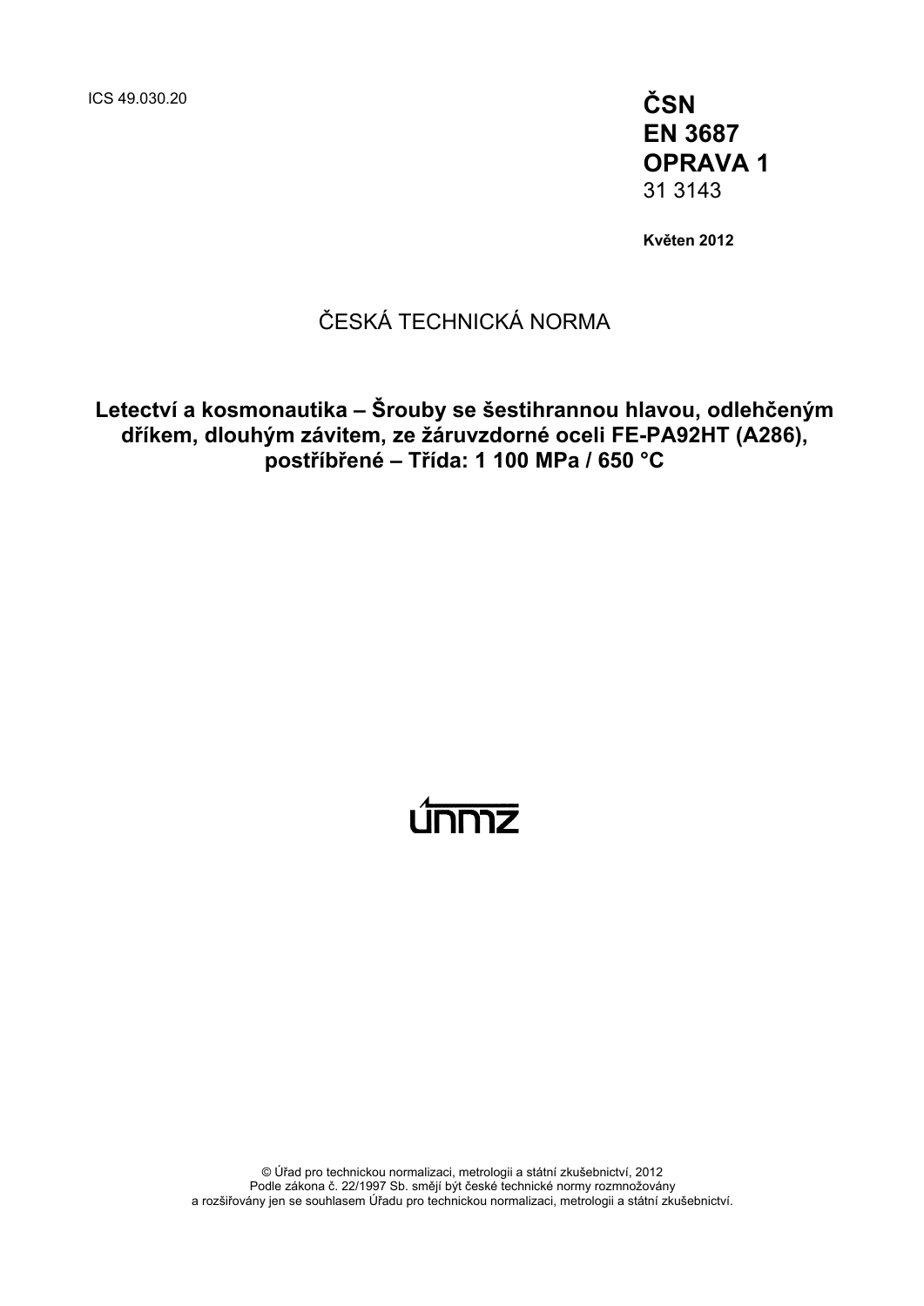ICS 49.030.20

**ČSN**
**EN 3687**
**OPRAVA 1**
31 3143

**Květen 2012**

ČESKÁ TECHNICKÁ NORMA

# Letectví a kosmonautika – Šrouby se šestihrannou hlavou, odlehčeným dříkem, dlouhým závitem, ze žáruvzdorné oceli FE-PA92HT (A286), postříbřené – Třída: 1 100 MPa / 650 °C

únmz

© Úřad pro technickou normalizaci, metrologii a státní zkušebnictví, 2012
Podle zákona č. 22/1997 Sb. smějí být české technické normy rozmnožovány
a rozšiřovány jen se souhlasem Úřadu pro technickou normalizaci, metrologii a státní zkušebnictví.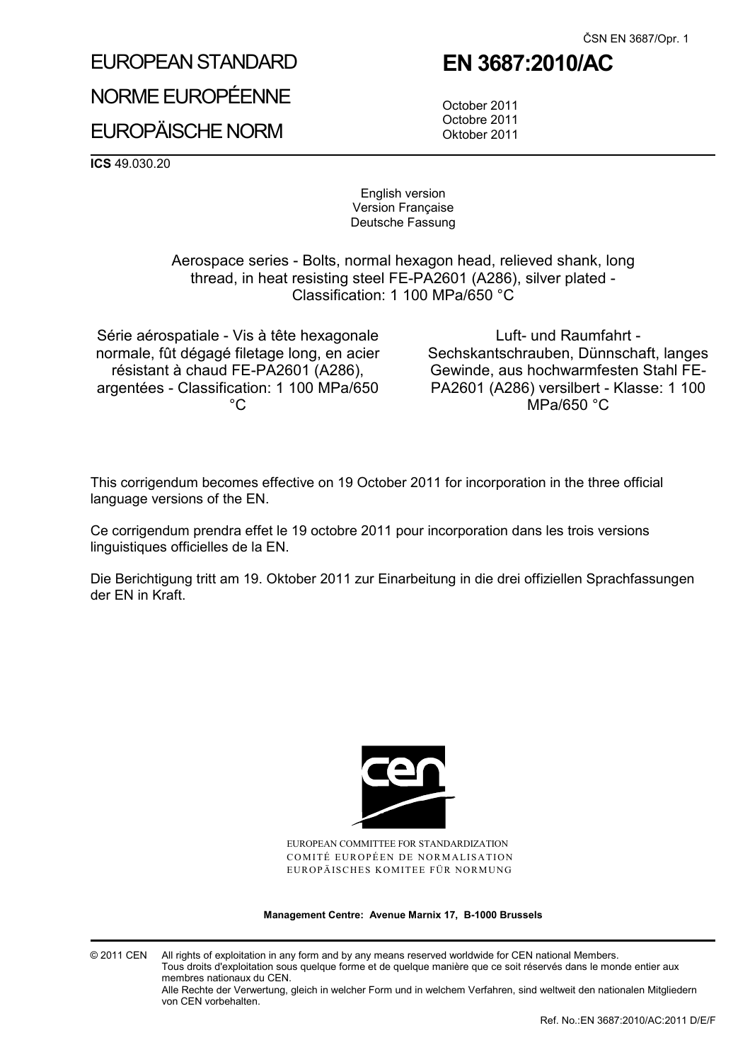ČSN EN 3687/Opr. 1

# EUROPEAN STANDARD
# NORME EUROPÉENNE
# EUROPÄISCHE NORM

# EN 3687:2010/AC

October 2011
Octobre 2011
Oktober 2011

**ICS** 49.030.20

English version
Version Française
Deutsche Fassung

Aerospace series - Bolts, normal hexagon head, relieved shank, long thread, in heat resisting steel FE-PA2601 (A286), silver plated - Classification: 1 100 MPa/650 °C

Série aérospatiale - Vis à tête hexagonale normale, fût dégagé filetage long, en acier résistant à chaud FE-PA2601 (A286), argentées - Classification: 1 100 MPa/650 °C

Luft- und Raumfahrt - Sechskantschrauben, Dünnschaft, langes Gewinde, aus hochwarmfesten Stahl FE-PA2601 (A286) versilbert - Klasse: 1 100 MPa/650 °C

This corrigendum becomes effective on 19 October 2011 for incorporation in the three official language versions of the EN.

Ce corrigendum prendra effet le 19 octobre 2011 pour incorporation dans les trois versions linguistiques officielles de la EN.

Die Berichtigung tritt am 19. Oktober 2011 zur Einarbeitung in die drei offiziellen Sprachfassungen der EN in Kraft.

EUROPEAN COMMITTEE FOR STANDARDIZATION
COMITÉ EUROPÉEN DE NORMALISATION
EUROPÄISCHES KOMITEE FÜR NORMUNG

**Management Centre: Avenue Marnix 17, B-1000 Brussels**

© 2011 CEN All rights of exploitation in any form and by any means reserved worldwide for CEN national Members.
Tous droits d'exploitation sous quelque forme et de quelque manière que ce soit réservés dans le monde entier aux membres nationaux du CEN.
Alle Rechte der Verwertung, gleich in welcher Form und in welchem Verfahren, sind weltweit den nationalen Mitgliedern von CEN vorbehalten.

Ref. No.:EN 3687:2010/AC:2011 D/E/F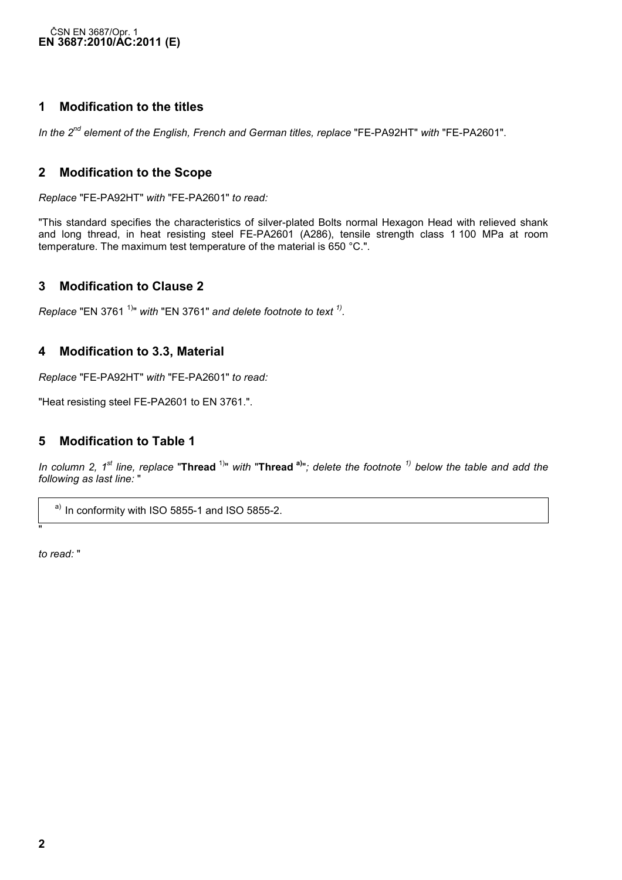## 1 Modification to the titles

*In the 2nd element of the English, French and German titles, replace* "FE-PA92HT" *with* "FE-PA2601".

## 2 Modification to the Scope

*Replace* "FE-PA92HT" *with* "FE-PA2601" *to read:*

"This standard specifies the characteristics of silver-plated Bolts normal Hexagon Head with relieved shank and long thread, in heat resisting steel FE-PA2601 (A286), tensile strength class 1 100 MPa at room temperature. The maximum test temperature of the material is 650 °C.".

## 3 Modification to Clause 2

*Replace* "EN 3761 [1)]" *with* "EN 3761" *and delete footnote to text [1)].*

## 4 Modification to 3.3, Material

*Replace* "FE-PA92HT" *with* "FE-PA2601" *to read:*

"Heat resisting steel FE-PA2601 to EN 3761.".

## 5 Modification to Table 1

*In column 2, 1st line, replace* "**Thread** [1)]" *with* "**Thread [a)]**"*; delete the footnote [1)] below the table and add the following as last line:* "

| [a)] In conformity with ISO 5855-1 and ISO 5855-2. |
|---|

"

*to read:* "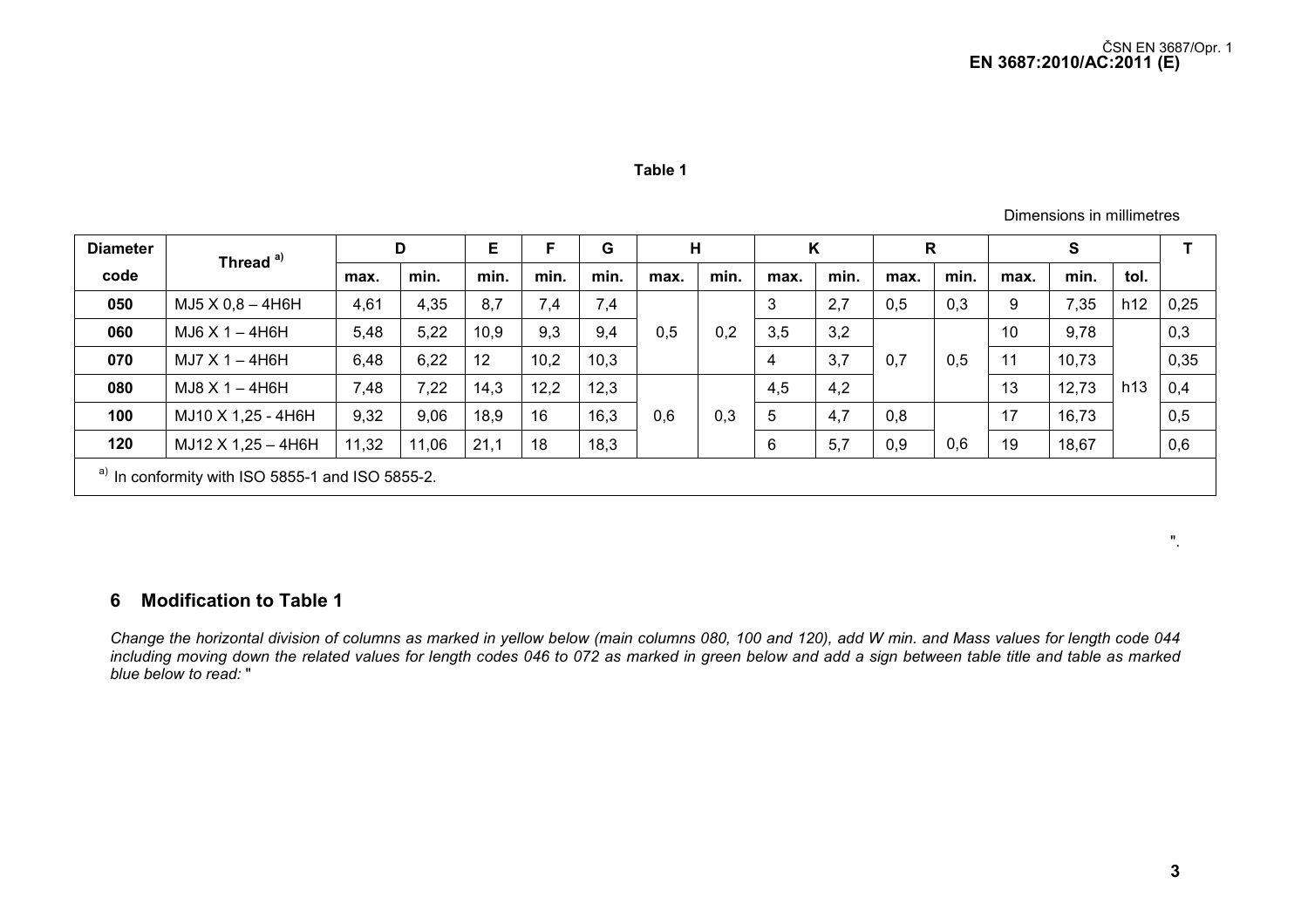**Table 1**

Dimensions in millimetres

| Diameter code | Thread [a] | D | | E | F | G | H | | K | | R | | S | | | T |
|---|---|---|---|---|---|---|---|---|---|---|---|---|---|---|---|---|
| | | max. | min. | min. | min. | min. | max. | min. | max. | min. | max. | min. | max. | min. | tol. | |
| **050** | MJ5 X 0,8 – 4H6H | 4,61 | 4,35 | 8,7 | 7,4 | 7,4 | 0,5 | 0,2 | 3 | 2,7 | 0,5 | 0,3 | 9 | 7,35 | h12 | 0,25 |
| **060** | MJ6 X 1 – 4H6H | 5,48 | 5,22 | 10,9 | 9,3 | 9,4 | | | 3,5 | 3,2 | 0,7 | 0,5 | 10 | 9,78 | h13 | 0,3 |
| **070** | MJ7 X 1 – 4H6H | 6,48 | 6,22 | 12 | 10,2 | 10,3 | | | 4 | 3,7 | | | 11 | 10,73 | | 0,35 |
| **080** | MJ8 X 1 – 4H6H | 7,48 | 7,22 | 14,3 | 12,2 | 12,3 | 0,6 | 0,3 | 4,5 | 4,2 | | | 13 | 12,73 | | 0,4 |
| **100** | MJ10 X 1,25 - 4H6H | 9,32 | 9,06 | 18,9 | 16 | 16,3 | | | 5 | 4,7 | 0,8 | 0,6 | 17 | 16,73 | | 0,5 |
| **120** | MJ12 X 1,25 – 4H6H | 11,32 | 11,06 | 21,1 | 18 | 18,3 | | | 6 | 5,7 | 0,9 | | 19 | 18,67 | | 0,6 |

[a] In conformity with ISO 5855-1 and ISO 5855-2.

".

## 6 Modification to Table 1

*Change the horizontal division of columns as marked in yellow below (main columns 080, 100 and 120), add W min. and Mass values for length code 044 including moving down the related values for length codes 046 to 072 as marked in green below and add a sign between table title and table as marked blue below to read:* "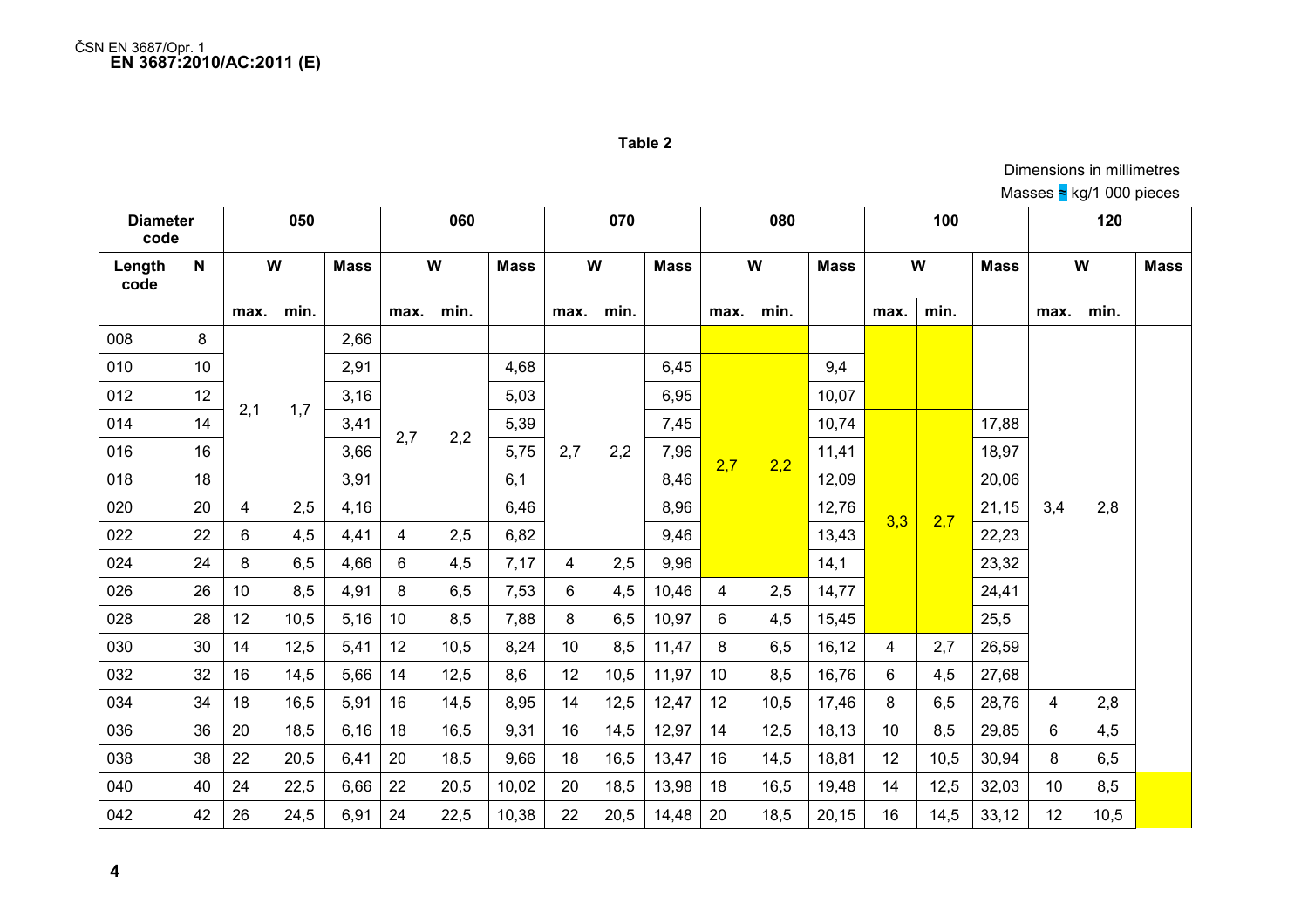**Table 2**

Dimensions in millimetres

Masses ≈ kg/1 000 pieces

| Diameter code | | 050 | | | 060 | | | 070 | | | 080 | | | 100 | | | 120 | | |
|---|---|---|---|---|---|---|---|---|---|---|---|---|---|---|---|---|---|---|---|
| Length code | N | W | | Mass | W | | Mass | W | | Mass | W | | Mass | W | | Mass | W | | Mass |
| | | max. | min. | | max. | min. | | max. | min. | | max. | min. | | max. | min. | | max. | min. | |
| 008 | 8 | 2,1 | 1,7 | 2,66 | | | | | | | | | | | | | 3,4 | 2,8 | |
| 010 | 10 | 2,1 | 1,7 | 2,91 | 2,7 | 2,2 | 4,68 | 2,7 | 2,2 | 6,45 | 2,7 | 2,2 | 9,4 | | | | 3,4 | 2,8 | |
| 012 | 12 | 2,1 | 1,7 | 3,16 | 2,7 | 2,2 | 5,03 | 2,7 | 2,2 | 6,95 | 2,7 | 2,2 | 10,07 | | | | 3,4 | 2,8 | |
| 014 | 14 | 2,1 | 1,7 | 3,41 | 2,7 | 2,2 | 5,39 | 2,7 | 2,2 | 7,45 | 2,7 | 2,2 | 10,74 | 3,3 | 2,7 | 17,88 | 3,4 | 2,8 | |
| 016 | 16 | 2,1 | 1,7 | 3,66 | 2,7 | 2,2 | 5,75 | 2,7 | 2,2 | 7,96 | 2,7 | 2,2 | 11,41 | 3,3 | 2,7 | 18,97 | 3,4 | 2,8 | |
| 018 | 18 | 2,1 | 1,7 | 3,91 | 2,7 | 2,2 | 6,1 | 2,7 | 2,2 | 8,46 | 2,7 | 2,2 | 12,09 | 3,3 | 2,7 | 20,06 | 3,4 | 2,8 | |
| 020 | 20 | 4 | 2,5 | 4,16 | 2,7 | 2,2 | 6,46 | 2,7 | 2,2 | 8,96 | 2,7 | 2,2 | 12,76 | 3,3 | 2,7 | 21,15 | 3,4 | 2,8 | |
| 022 | 22 | 6 | 4,5 | 4,41 | 4 | 2,5 | 6,82 | 2,7 | 2,2 | 9,46 | 2,7 | 2,2 | 13,43 | 3,3 | 2,7 | 22,23 | 3,4 | 2,8 | |
| 024 | 24 | 8 | 6,5 | 4,66 | 6 | 4,5 | 7,17 | 4 | 2,5 | 9,96 | 2,7 | 2,2 | 14,1 | 3,3 | 2,7 | 23,32 | 3,4 | 2,8 | |
| 026 | 26 | 10 | 8,5 | 4,91 | 8 | 6,5 | 7,53 | 6 | 4,5 | 10,46 | 4 | 2,5 | 14,77 | 3,3 | 2,7 | 24,41 | 3,4 | 2,8 | |
| 028 | 28 | 12 | 10,5 | 5,16 | 10 | 8,5 | 7,88 | 8 | 6,5 | 10,97 | 6 | 4,5 | 15,45 | 3,3 | 2,7 | 25,5 | 3,4 | 2,8 | |
| 030 | 30 | 14 | 12,5 | 5,41 | 12 | 10,5 | 8,24 | 10 | 8,5 | 11,47 | 8 | 6,5 | 16,12 | 4 | 2,7 | 26,59 | 3,4 | 2,8 | |
| 032 | 32 | 16 | 14,5 | 5,66 | 14 | 12,5 | 8,6 | 12 | 10,5 | 11,97 | 10 | 8,5 | 16,76 | 6 | 4,5 | 27,68 | 3,4 | 2,8 | |
| 034 | 34 | 18 | 16,5 | 5,91 | 16 | 14,5 | 8,95 | 14 | 12,5 | 12,47 | 12 | 10,5 | 17,46 | 8 | 6,5 | 28,76 | 4 | 2,8 | |
| 036 | 36 | 20 | 18,5 | 6,16 | 18 | 16,5 | 9,31 | 16 | 14,5 | 12,97 | 14 | 12,5 | 18,13 | 10 | 8,5 | 29,85 | 6 | 4,5 | |
| 038 | 38 | 22 | 20,5 | 6,41 | 20 | 18,5 | 9,66 | 18 | 16,5 | 13,47 | 16 | 14,5 | 18,81 | 12 | 10,5 | 30,94 | 8 | 6,5 | |
| 040 | 40 | 24 | 22,5 | 6,66 | 22 | 20,5 | 10,02 | 20 | 18,5 | 13,98 | 18 | 16,5 | 19,48 | 14 | 12,5 | 32,03 | 10 | 8,5 | |
| 042 | 42 | 26 | 24,5 | 6,91 | 24 | 22,5 | 10,38 | 22 | 20,5 | 14,48 | 20 | 18,5 | 20,15 | 16 | 14,5 | 33,12 | 12 | 10,5 | |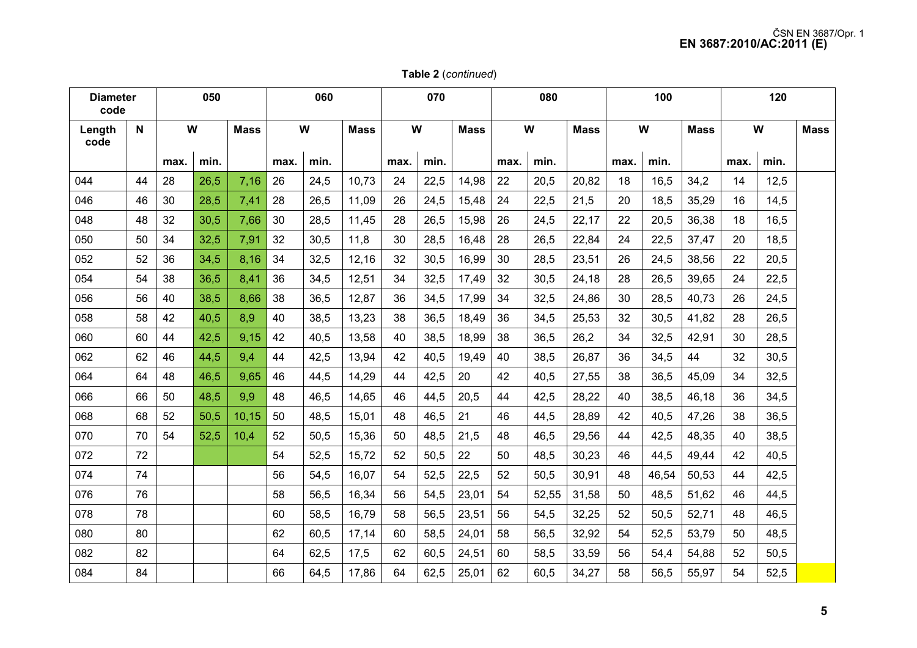**Table 2** (*continued*)

| Diameter code | | 050 | | | 060 | | | 070 | | | 080 | | | 100 | | | 120 | | |
|---|---|---|---|---|---|---|---|---|---|---|---|---|---|---|---|---|---|---|---|
| Length code | N | W | | Mass | W | | Mass | W | | Mass | W | | Mass | W | | Mass | W | | Mass |
| | | max. | min. | | max. | min. | | max. | min. | | max. | min. | | max. | min. | | max. | min. | |
| 044 | 44 | 28 | 26,5 | 7,16 | 26 | 24,5 | 10,73 | 24 | 22,5 | 14,98 | 22 | 20,5 | 20,82 | 18 | 16,5 | 34,2 | 14 | 12,5 | |
| 046 | 46 | 30 | 28,5 | 7,41 | 28 | 26,5 | 11,09 | 26 | 24,5 | 15,48 | 24 | 22,5 | 21,5 | 20 | 18,5 | 35,29 | 16 | 14,5 | |
| 048 | 48 | 32 | 30,5 | 7,66 | 30 | 28,5 | 11,45 | 28 | 26,5 | 15,98 | 26 | 24,5 | 22,17 | 22 | 20,5 | 36,38 | 18 | 16,5 | |
| 050 | 50 | 34 | 32,5 | 7,91 | 32 | 30,5 | 11,8 | 30 | 28,5 | 16,48 | 28 | 26,5 | 22,84 | 24 | 22,5 | 37,47 | 20 | 18,5 | |
| 052 | 52 | 36 | 34,5 | 8,16 | 34 | 32,5 | 12,16 | 32 | 30,5 | 16,99 | 30 | 28,5 | 23,51 | 26 | 24,5 | 38,56 | 22 | 20,5 | |
| 054 | 54 | 38 | 36,5 | 8,41 | 36 | 34,5 | 12,51 | 34 | 32,5 | 17,49 | 32 | 30,5 | 24,18 | 28 | 26,5 | 39,65 | 24 | 22,5 | |
| 056 | 56 | 40 | 38,5 | 8,66 | 38 | 36,5 | 12,87 | 36 | 34,5 | 17,99 | 34 | 32,5 | 24,86 | 30 | 28,5 | 40,73 | 26 | 24,5 | |
| 058 | 58 | 42 | 40,5 | 8,9 | 40 | 38,5 | 13,23 | 38 | 36,5 | 18,49 | 36 | 34,5 | 25,53 | 32 | 30,5 | 41,82 | 28 | 26,5 | |
| 060 | 60 | 44 | 42,5 | 9,15 | 42 | 40,5 | 13,58 | 40 | 38,5 | 18,99 | 38 | 36,5 | 26,2 | 34 | 32,5 | 42,91 | 30 | 28,5 | |
| 062 | 62 | 46 | 44,5 | 9,4 | 44 | 42,5 | 13,94 | 42 | 40,5 | 19,49 | 40 | 38,5 | 26,87 | 36 | 34,5 | 44 | 32 | 30,5 | |
| 064 | 64 | 48 | 46,5 | 9,65 | 46 | 44,5 | 14,29 | 44 | 42,5 | 20 | 42 | 40,5 | 27,55 | 38 | 36,5 | 45,09 | 34 | 32,5 | |
| 066 | 66 | 50 | 48,5 | 9,9 | 48 | 46,5 | 14,65 | 46 | 44,5 | 20,5 | 44 | 42,5 | 28,22 | 40 | 38,5 | 46,18 | 36 | 34,5 | |
| 068 | 68 | 52 | 50,5 | 10,15 | 50 | 48,5 | 15,01 | 48 | 46,5 | 21 | 46 | 44,5 | 28,89 | 42 | 40,5 | 47,26 | 38 | 36,5 | |
| 070 | 70 | 54 | 52,5 | 10,4 | 52 | 50,5 | 15,36 | 50 | 48,5 | 21,5 | 48 | 46,5 | 29,56 | 44 | 42,5 | 48,35 | 40 | 38,5 | |
| 072 | 72 | | | | 54 | 52,5 | 15,72 | 52 | 50,5 | 22 | 50 | 48,5 | 30,23 | 46 | 44,5 | 49,44 | 42 | 40,5 | |
| 074 | 74 | | | | 56 | 54,5 | 16,07 | 54 | 52,5 | 22,5 | 52 | 50,5 | 30,91 | 48 | 46,54 | 50,53 | 44 | 42,5 | |
| 076 | 76 | | | | 58 | 56,5 | 16,34 | 56 | 54,5 | 23,01 | 54 | 52,55 | 31,58 | 50 | 48,5 | 51,62 | 46 | 44,5 | |
| 078 | 78 | | | | 60 | 58,5 | 16,79 | 58 | 56,5 | 23,51 | 56 | 54,5 | 32,25 | 52 | 50,5 | 52,71 | 48 | 46,5 | |
| 080 | 80 | | | | 62 | 60,5 | 17,14 | 60 | 58,5 | 24,01 | 58 | 56,5 | 32,92 | 54 | 52,5 | 53,79 | 50 | 48,5 | |
| 082 | 82 | | | | 64 | 62,5 | 17,5 | 62 | 60,5 | 24,51 | 60 | 58,5 | 33,59 | 56 | 54,4 | 54,88 | 52 | 50,5 | |
| 084 | 84 | | | | 66 | 64,5 | 17,86 | 64 | 62,5 | 25,01 | 62 | 60,5 | 34,27 | 58 | 56,5 | 55,97 | 54 | 52,5 | |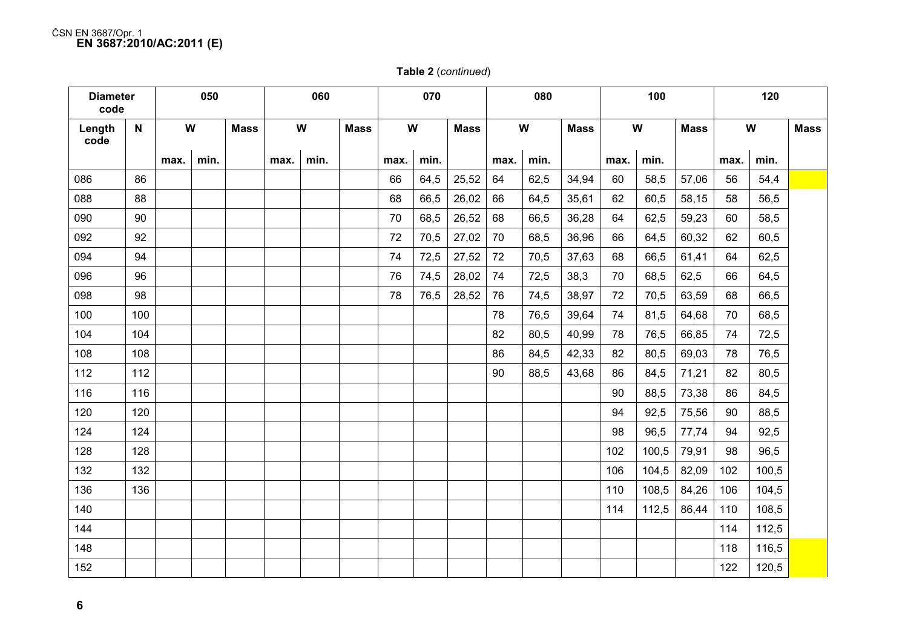**Table 2** (*continued*)

| Diameter code | | 050 | | | 060 | | | 070 | | | 080 | | | 100 | | | 120 | | |
|---|---|---|---|---|---|---|---|---|---|---|---|---|---|---|---|---|---|---|---|
| Length code | N | W | | Mass | W | | Mass | W | | Mass | W | | Mass | W | | Mass | W | | Mass |
| | | max. | min. | | max. | min. | | max. | min. | | max. | min. | | max. | min. | | max. | min. | |
| 086 | 86 | | | | | | | 66 | 64,5 | 25,52 | 64 | 62,5 | 34,94 | 60 | 58,5 | 57,06 | 56 | 54,4 | |
| 088 | 88 | | | | | | | 68 | 66,5 | 26,02 | 66 | 64,5 | 35,61 | 62 | 60,5 | 58,15 | 58 | 56,5 | |
| 090 | 90 | | | | | | | 70 | 68,5 | 26,52 | 68 | 66,5 | 36,28 | 64 | 62,5 | 59,23 | 60 | 58,5 | |
| 092 | 92 | | | | | | | 72 | 70,5 | 27,02 | 70 | 68,5 | 36,96 | 66 | 64,5 | 60,32 | 62 | 60,5 | |
| 094 | 94 | | | | | | | 74 | 72,5 | 27,52 | 72 | 70,5 | 37,63 | 68 | 66,5 | 61,41 | 64 | 62,5 | |
| 096 | 96 | | | | | | | 76 | 74,5 | 28,02 | 74 | 72,5 | 38,3 | 70 | 68,5 | 62,5 | 66 | 64,5 | |
| 098 | 98 | | | | | | | 78 | 76,5 | 28,52 | 76 | 74,5 | 38,97 | 72 | 70,5 | 63,59 | 68 | 66,5 | |
| 100 | 100 | | | | | | | | | | 78 | 76,5 | 39,64 | 74 | 81,5 | 64,68 | 70 | 68,5 | |
| 104 | 104 | | | | | | | | | | 82 | 80,5 | 40,99 | 78 | 76,5 | 66,85 | 74 | 72,5 | |
| 108 | 108 | | | | | | | | | | 86 | 84,5 | 42,33 | 82 | 80,5 | 69,03 | 78 | 76,5 | |
| 112 | 112 | | | | | | | | | | 90 | 88,5 | 43,68 | 86 | 84,5 | 71,21 | 82 | 80,5 | |
| 116 | 116 | | | | | | | | | | | | | 90 | 88,5 | 73,38 | 86 | 84,5 | |
| 120 | 120 | | | | | | | | | | | | | 94 | 92,5 | 75,56 | 90 | 88,5 | |
| 124 | 124 | | | | | | | | | | | | | 98 | 96,5 | 77,74 | 94 | 92,5 | |
| 128 | 128 | | | | | | | | | | | | | 102 | 100,5 | 79,91 | 98 | 96,5 | |
| 132 | 132 | | | | | | | | | | | | | 106 | 104,5 | 82,09 | 102 | 100,5 | |
| 136 | 136 | | | | | | | | | | | | | 110 | 108,5 | 84,26 | 106 | 104,5 | |
| 140 | | | | | | | | | | | | | | 114 | 112,5 | 86,44 | 110 | 108,5 | |
| 144 | | | | | | | | | | | | | | | | | 114 | 112,5 | |
| 148 | | | | | | | | | | | | | | | | | 118 | 116,5 | |
| 152 | | | | | | | | | | | | | | | | | 122 | 120,5 | |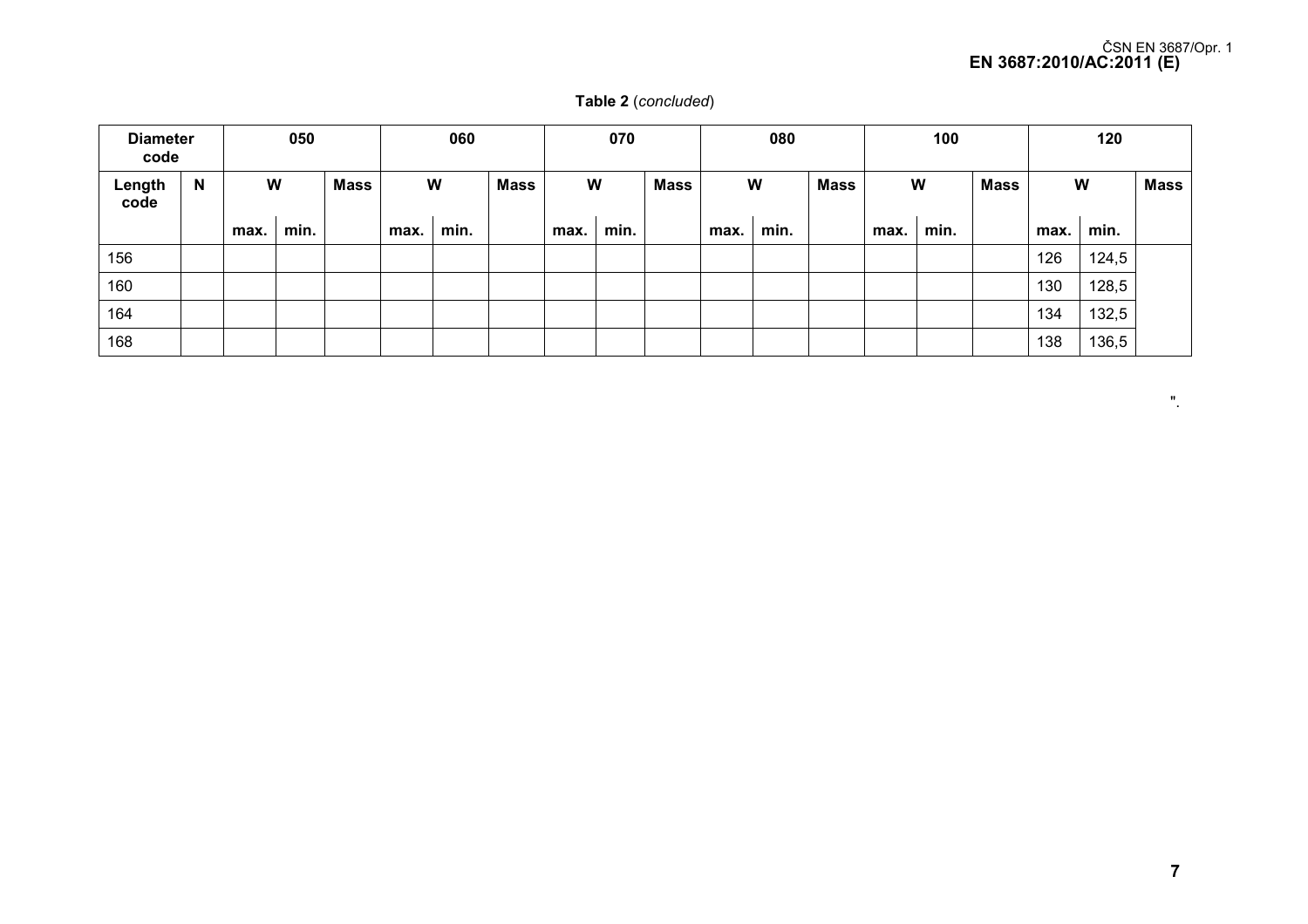**Table 2** (*concluded*)

| Diameter code | | 050 | | | 060 | | | 070 | | | 080 | | | 100 | | | 120 | | |
|---|---|---|---|---|---|---|---|---|---|---|---|---|---|---|---|---|---|---|---|
| Length code | N | W | | Mass | W | | Mass | W | | Mass | W | | Mass | W | | Mass | W | | Mass |
| | | max. | min. | | max. | min. | | max. | min. | | max. | min. | | max. | min. | | max. | min. | |
| 156 | | | | | | | | | | | | | | | | | 126 | 124,5 | |
| 160 | | | | | | | | | | | | | | | | | 130 | 128,5 | |
| 164 | | | | | | | | | | | | | | | | | 134 | 132,5 | |
| 168 | | | | | | | | | | | | | | | | | 138 | 136,5 | |

".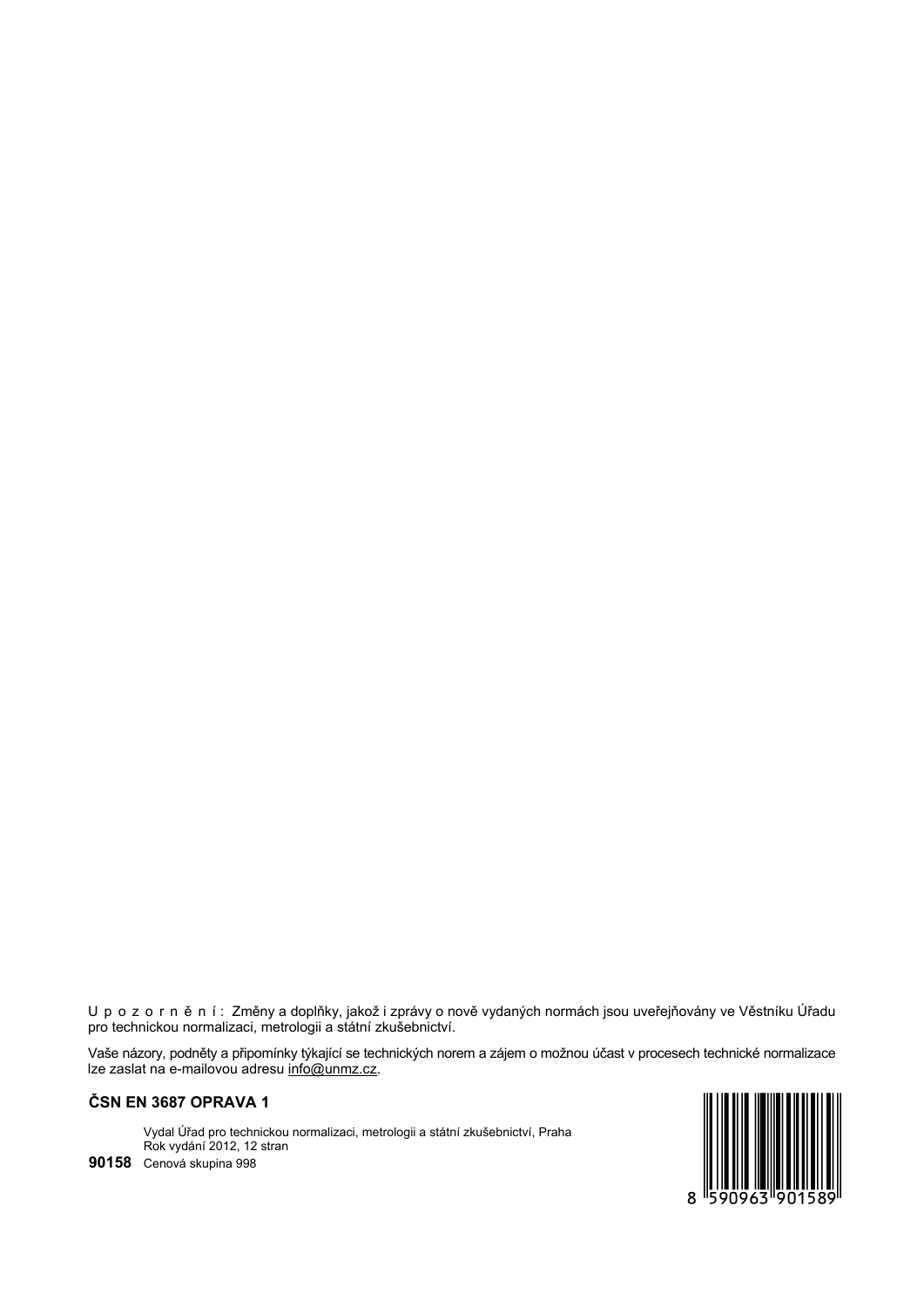U p o z o r n ě n í : Změny a doplňky, jakož i zprávy o nově vydaných normách jsou uveřejňovány ve Věstníku Úřadu pro technickou normalizaci, metrologii a státní zkušebnictví.

Vaše názory, podněty a připomínky týkající se technických norem a zájem o možnou účast v procesech technické normalizace lze zaslat na e-mailovou adresu info@unmz.cz.

**ČSN EN 3687 OPRAVA 1**

Vydal Úřad pro technickou normalizaci, metrologii a státní zkušebnictví, Praha
Rok vydání 2012, 12 stran

**90158** Cenová skupina 998

8 590963 901589